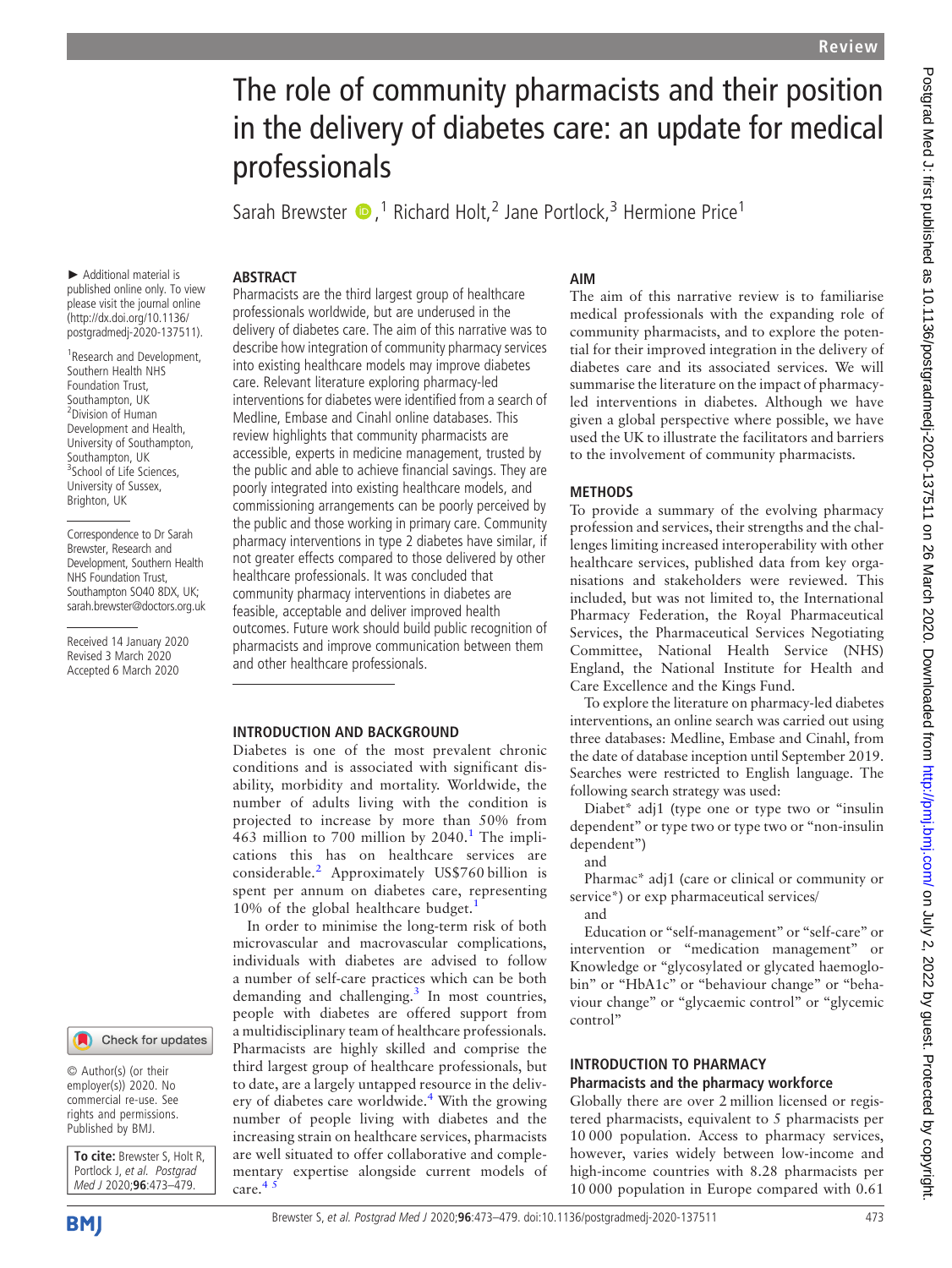# The role of community pharmacists and their position in the delivery of diabetes care: an update for medical professionals

Sarah Brewster,[1] Richard Holt,[2] Jane Portlock,[3] Hermione Price[1]

► Additional material is published online only. To view please visit the journal online (http://dx.doi.org/10.1136/postgradmedj-2020-137511).

[1]Research and Development, Southern Health NHS Foundation Trust, Southampton, UK
[2]Division of Human Development and Health, University of Southampton, Southampton, UK
[3]School of Life Sciences, University of Sussex, Brighton, UK

Correspondence to Dr Sarah Brewster, Research and Development, Southern Health NHS Foundation Trust, Southampton SO40 8DX, UK; sarah.brewster@doctors.org.uk

Received 14 January 2020
Revised 3 March 2020
Accepted 6 March 2020

© Author(s) (or their employer(s)) 2020. No commercial re-use. See rights and permissions. Published by BMJ.

**To cite:** Brewster S, Holt R, Portlock J, *et al*. *Postgrad Med J* 2020;**96**:473–479.

## ABSTRACT

Pharmacists are the third largest group of healthcare professionals worldwide, but are underused in the delivery of diabetes care. The aim of this narrative was to describe how integration of community pharmacy services into existing healthcare models may improve diabetes care. Relevant literature exploring pharmacy-led interventions for diabetes were identified from a search of Medline, Embase and Cinahl online databases. This review highlights that community pharmacists are accessible, experts in medicine management, trusted by the public and able to achieve financial savings. They are poorly integrated into existing healthcare models, and commissioning arrangements can be poorly perceived by the public and those working in primary care. Community pharmacy interventions in type 2 diabetes have similar, if not greater effects compared to those delivered by other healthcare professionals. It was concluded that community pharmacy interventions in diabetes are feasible, acceptable and deliver improved health outcomes. Future work should build public recognition of pharmacists and improve communication between them and other healthcare professionals.

## INTRODUCTION AND BACKGROUND

Diabetes is one of the most prevalent chronic conditions and is associated with significant disability, morbidity and mortality. Worldwide, the number of adults living with the condition is projected to increase by more than 50% from 463 million to 700 million by 2040.[1] The implications this has on healthcare services are considerable.[2] Approximately US$760 billion is spent per annum on diabetes care, representing 10% of the global healthcare budget.[1]

In order to minimise the long-term risk of both microvascular and macrovascular complications, individuals with diabetes are advised to follow a number of self-care practices which can be both demanding and challenging.[3] In most countries, people with diabetes are offered support from a multidisciplinary team of healthcare professionals. Pharmacists are highly skilled and comprise the third largest group of healthcare professionals, but to date, are a largely untapped resource in the delivery of diabetes care worldwide.[4] With the growing number of people living with diabetes and the increasing strain on healthcare services, pharmacists are well situated to offer collaborative and complementary expertise alongside current models of care.[4 5]

## AIM

The aim of this narrative review is to familiarise medical professionals with the expanding role of community pharmacists, and to explore the potential for their improved integration in the delivery of diabetes care and its associated services. We will summarise the literature on the impact of pharmacy-led interventions in diabetes. Although we have given a global perspective where possible, we have used the UK to illustrate the facilitators and barriers to the involvement of community pharmacists.

## METHODS

To provide a summary of the evolving pharmacy profession and services, their strengths and the challenges limiting increased interoperability with other healthcare services, published data from key organisations and stakeholders were reviewed. This included, but was not limited to, the International Pharmacy Federation, the Royal Pharmaceutical Services, the Pharmaceutical Services Negotiating Committee, National Health Service (NHS) England, the National Institute for Health and Care Excellence and the Kings Fund.

To explore the literature on pharmacy-led diabetes interventions, an online search was carried out using three databases: Medline, Embase and Cinahl, from the date of database inception until September 2019. Searches were restricted to English language. The following search strategy was used:

Diabet* adj1 (type one or type two or "insulin dependent" or type two or type two or "non-insulin dependent")

and

Pharmac* adj1 (care or clinical or community or service*) or exp pharmaceutical services/

and

Education or "self-management" or "self-care" or intervention or "medication management" or Knowledge or "glycosylated or glycated haemoglobin" or "HbA1c" or "behaviour change" or "behaviour change" or "glycaemic control" or "glycemic control"

## INTRODUCTION TO PHARMACY

### Pharmacists and the pharmacy workforce

Globally there are over 2 million licensed or registered pharmacists, equivalent to 5 pharmacists per 10 000 population. Access to pharmacy services, however, varies widely between low-income and high-income countries with 8.28 pharmacists per 10 000 population in Europe compared with 0.61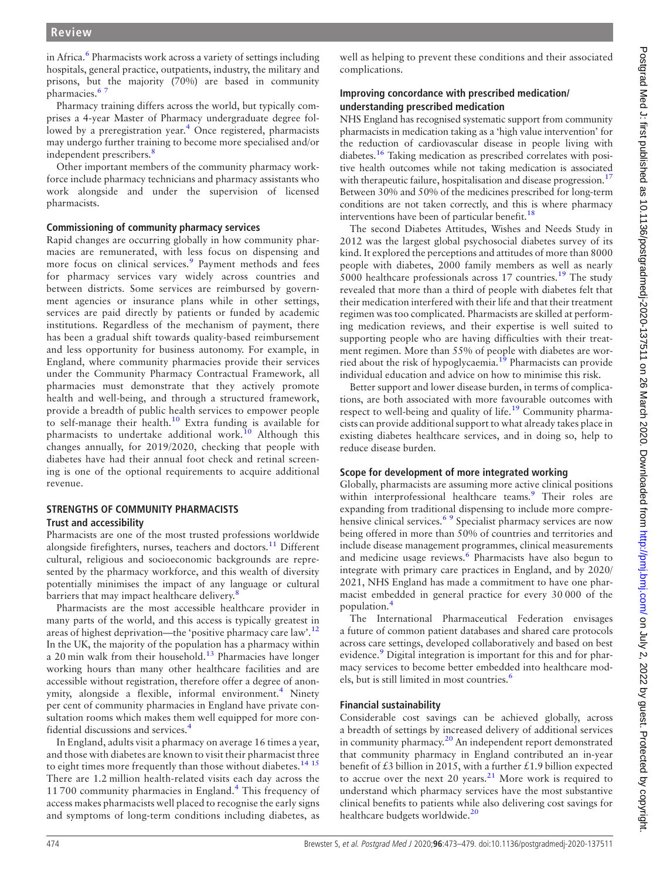in Africa.[6] Pharmacists work across a variety of settings including hospitals, general practice, outpatients, industry, the military and prisons, but the majority (70%) are based in community pharmacies.[6 7]

Pharmacy training differs across the world, but typically comprises a 4-year Master of Pharmacy undergraduate degree followed by a preregistration year.[4] Once registered, pharmacists may undergo further training to become more specialised and/or independent prescribers.[8]

Other important members of the community pharmacy workforce include pharmacy technicians and pharmacy assistants who work alongside and under the supervision of licensed pharmacists.

### Commissioning of community pharmacy services

Rapid changes are occurring globally in how community pharmacies are remunerated, with less focus on dispensing and more focus on clinical services.[9] Payment methods and fees for pharmacy services vary widely across countries and between districts. Some services are reimbursed by government agencies or insurance plans while in other settings, services are paid directly by patients or funded by academic institutions. Regardless of the mechanism of payment, there has been a gradual shift towards quality-based reimbursement and less opportunity for business autonomy. For example, in England, where community pharmacies provide their services under the Community Pharmacy Contractual Framework, all pharmacies must demonstrate that they actively promote health and well-being, and through a structured framework, provide a breadth of public health services to empower people to self-manage their health.[10] Extra funding is available for pharmacists to undertake additional work.[10] Although this changes annually, for 2019/2020, checking that people with diabetes have had their annual foot check and retinal screening is one of the optional requirements to acquire additional revenue.

## STRENGTHS OF COMMUNITY PHARMACISTS

### Trust and accessibility

Pharmacists are one of the most trusted professions worldwide alongside firefighters, nurses, teachers and doctors.[11] Different cultural, religious and socioeconomic backgrounds are represented by the pharmacy workforce, and this wealth of diversity potentially minimises the impact of any language or cultural barriers that may impact healthcare delivery.[8]

Pharmacists are the most accessible healthcare provider in many parts of the world, and this access is typically greatest in areas of highest deprivation—the 'positive pharmacy care law'.[12] In the UK, the majority of the population has a pharmacy within a 20 min walk from their household.[13] Pharmacies have longer working hours than many other healthcare facilities and are accessible without registration, therefore offer a degree of anonymity, alongside a flexible, informal environment.[4] Ninety per cent of community pharmacies in England have private consultation rooms which makes them well equipped for more confidential discussions and services.[4]

In England, adults visit a pharmacy on average 16 times a year, and those with diabetes are known to visit their pharmacist three to eight times more frequently than those without diabetes.[14 15] There are 1.2 million health-related visits each day across the 11 700 community pharmacies in England.[4] This frequency of access makes pharmacists well placed to recognise the early signs and symptoms of long-term conditions including diabetes, as well as helping to prevent these conditions and their associated complications.

### Improving concordance with prescribed medication/understanding prescribed medication

NHS England has recognised systematic support from community pharmacists in medication taking as a 'high value intervention' for the reduction of cardiovascular disease in people living with diabetes.[16] Taking medication as prescribed correlates with positive health outcomes while not taking medication is associated with therapeutic failure, hospitalisation and disease progression.[17] Between 30% and 50% of the medicines prescribed for long-term conditions are not taken correctly, and this is where pharmacy interventions have been of particular benefit.[18]

The second Diabetes Attitudes, Wishes and Needs Study in 2012 was the largest global psychosocial diabetes survey of its kind. It explored the perceptions and attitudes of more than 8000 people with diabetes, 2000 family members as well as nearly 5000 healthcare professionals across 17 countries.[19] The study revealed that more than a third of people with diabetes felt that their medication interfered with their life and that their treatment regimen was too complicated. Pharmacists are skilled at performing medication reviews, and their expertise is well suited to supporting people who are having difficulties with their treatment regimen. More than 55% of people with diabetes are worried about the risk of hypoglycaemia.[19] Pharmacists can provide individual education and advice on how to minimise this risk.

Better support and lower disease burden, in terms of complications, are both associated with more favourable outcomes with respect to well-being and quality of life.[19] Community pharmacists can provide additional support to what already takes place in existing diabetes healthcare services, and in doing so, help to reduce disease burden.

### Scope for development of more integrated working

Globally, pharmacists are assuming more active clinical positions within interprofessional healthcare teams.[9] Their roles are expanding from traditional dispensing to include more comprehensive clinical services.[6 9] Specialist pharmacy services are now being offered in more than 50% of countries and territories and include disease management programmes, clinical measurements and medicine usage reviews.[6] Pharmacists have also begun to integrate with primary care practices in England, and by 2020/2021, NHS England has made a commitment to have one pharmacist embedded in general practice for every 30 000 of the population.[4]

The International Pharmaceutical Federation envisages a future of common patient databases and shared care protocols across care settings, developed collaboratively and based on best evidence.[9] Digital integration is important for this and for pharmacy services to become better embedded into healthcare models, but is still limited in most countries.[6]

### Financial sustainability

Considerable cost savings can be achieved globally, across a breadth of settings by increased delivery of additional services in community pharmacy.[20] An independent report demonstrated that community pharmacy in England contributed an in-year benefit of £3 billion in 2015, with a further £1.9 billion expected to accrue over the next 20 years.[21] More work is required to understand which pharmacy services have the most substantive clinical benefits to patients while also delivering cost savings for healthcare budgets worldwide.[20]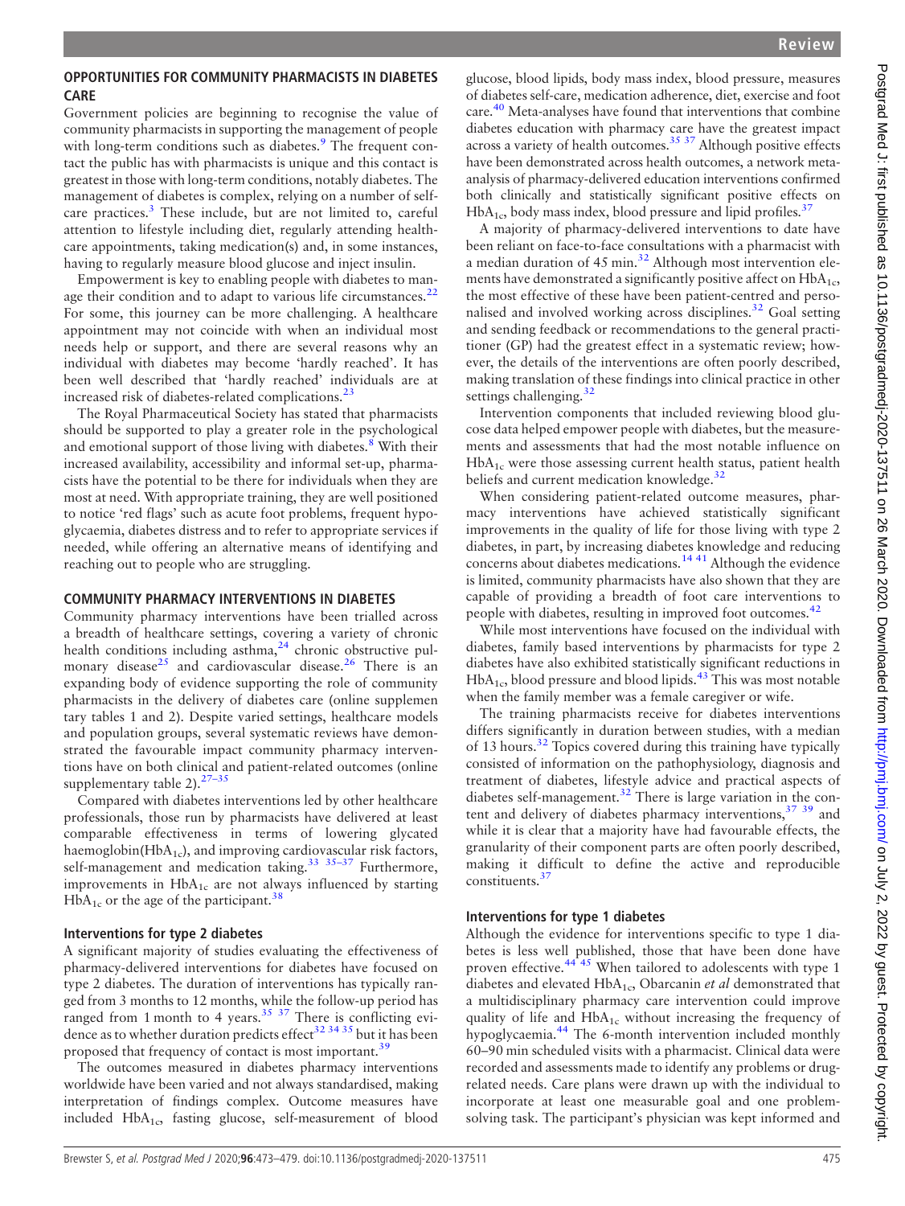## OPPORTUNITIES FOR COMMUNITY PHARMACISTS IN DIABETES CARE

Government policies are beginning to recognise the value of community pharmacists in supporting the management of people with long-term conditions such as diabetes.[9] The frequent contact the public has with pharmacists is unique and this contact is greatest in those with long-term conditions, notably diabetes. The management of diabetes is complex, relying on a number of self-care practices.[3] These include, but are not limited to, careful attention to lifestyle including diet, regularly attending healthcare appointments, taking medication(s) and, in some instances, having to regularly measure blood glucose and inject insulin.

Empowerment is key to enabling people with diabetes to manage their condition and to adapt to various life circumstances.[22] For some, this journey can be more challenging. A healthcare appointment may not coincide with when an individual most needs help or support, and there are several reasons why an individual with diabetes may become 'hardly reached'. It has been well described that 'hardly reached' individuals are at increased risk of diabetes-related complications.[23]

The Royal Pharmaceutical Society has stated that pharmacists should be supported to play a greater role in the psychological and emotional support of those living with diabetes.[8] With their increased availability, accessibility and informal set-up, pharmacists have the potential to be there for individuals when they are most at need. With appropriate training, they are well positioned to notice 'red flags' such as acute foot problems, frequent hypoglycaemia, diabetes distress and to refer to appropriate services if needed, while offering an alternative means of identifying and reaching out to people who are struggling.

## COMMUNITY PHARMACY INTERVENTIONS IN DIABETES

Community pharmacy interventions have been trialled across a breadth of healthcare settings, covering a variety of chronic health conditions including asthma,[24] chronic obstructive pulmonary disease[25] and cardiovascular disease.[26] There is an expanding body of evidence supporting the role of community pharmacists in the delivery of diabetes care (online supplementary tables 1 and 2). Despite varied settings, healthcare models and population groups, several systematic reviews have demonstrated the favourable impact community pharmacy interventions have on both clinical and patient-related outcomes (online supplementary table 2).[27–35]

Compared with diabetes interventions led by other healthcare professionals, those run by pharmacists have delivered at least comparable effectiveness in terms of lowering glycated haemoglobin($HbA_{1c}$), and improving cardiovascular risk factors, self-management and medication taking.[33 35–37] Furthermore, improvements in $HbA_{1c}$ are not always influenced by starting $HbA_{1c}$ or the age of the participant.[38]

### Interventions for type 2 diabetes

A significant majority of studies evaluating the effectiveness of pharmacy-delivered interventions for diabetes have focused on type 2 diabetes. The duration of interventions has typically ranged from 3 months to 12 months, while the follow-up period has ranged from 1 month to 4 years.[35 37] There is conflicting evidence as to whether duration predicts effect[32 34 35] but it has been proposed that frequency of contact is most important.[39]

The outcomes measured in diabetes pharmacy interventions worldwide have been varied and not always standardised, making interpretation of findings complex. Outcome measures have included $HbA_{1c}$, fasting glucose, self-measurement of blood glucose, blood lipids, body mass index, blood pressure, measures of diabetes self-care, medication adherence, diet, exercise and foot care.[40] Meta-analyses have found that interventions that combine diabetes education with pharmacy care have the greatest impact across a variety of health outcomes.[35 37] Although positive effects have been demonstrated across health outcomes, a network meta-analysis of pharmacy-delivered education interventions confirmed both clinically and statistically significant positive effects on $HbA_{1c}$, body mass index, blood pressure and lipid profiles.[37]

A majority of pharmacy-delivered interventions to date have been reliant on face-to-face consultations with a pharmacist with a median duration of 45 min.[32] Although most intervention elements have demonstrated a significantly positive affect on $HbA_{1c}$, the most effective of these have been patient-centred and personalised and involved working across disciplines.[32] Goal setting and sending feedback or recommendations to the general practitioner (GP) had the greatest effect in a systematic review; however, the details of the interventions are often poorly described, making translation of these findings into clinical practice in other settings challenging.[32]

Intervention components that included reviewing blood glucose data helped empower people with diabetes, but the measurements and assessments that had the most notable influence on $HbA_{1c}$ were those assessing current health status, patient health beliefs and current medication knowledge.[32]

When considering patient-related outcome measures, pharmacy interventions have achieved statistically significant improvements in the quality of life for those living with type 2 diabetes, in part, by increasing diabetes knowledge and reducing concerns about diabetes medications.[14 41] Although the evidence is limited, community pharmacists have also shown that they are capable of providing a breadth of foot care interventions to people with diabetes, resulting in improved foot outcomes.[42]

While most interventions have focused on the individual with diabetes, family based interventions by pharmacists for type 2 diabetes have also exhibited statistically significant reductions in $HbA_{1c}$, blood pressure and blood lipids.[43] This was most notable when the family member was a female caregiver or wife.

The training pharmacists receive for diabetes interventions differs significantly in duration between studies, with a median of 13 hours.[32] Topics covered during this training have typically consisted of information on the pathophysiology, diagnosis and treatment of diabetes, lifestyle advice and practical aspects of diabetes self-management.[32] There is large variation in the content and delivery of diabetes pharmacy interventions,[37 39] and while it is clear that a majority have had favourable effects, the granularity of their component parts are often poorly described, making it difficult to define the active and reproducible constituents.[37]

### Interventions for type 1 diabetes

Although the evidence for interventions specific to type 1 diabetes is less well published, those that have been done have proven effective.[44 45] When tailored to adolescents with type 1 diabetes and elevated $HbA_{1c}$, Obarcanin *et al* demonstrated that a multidisciplinary pharmacy care intervention could improve quality of life and $HbA_{1c}$ without increasing the frequency of hypoglycaemia.[44] The 6-month intervention included monthly 60–90 min scheduled visits with a pharmacist. Clinical data were recorded and assessments made to identify any problems or drug-related needs. Care plans were drawn up with the individual to incorporate at least one measurable goal and one problem-solving task. The participant's physician was kept informed and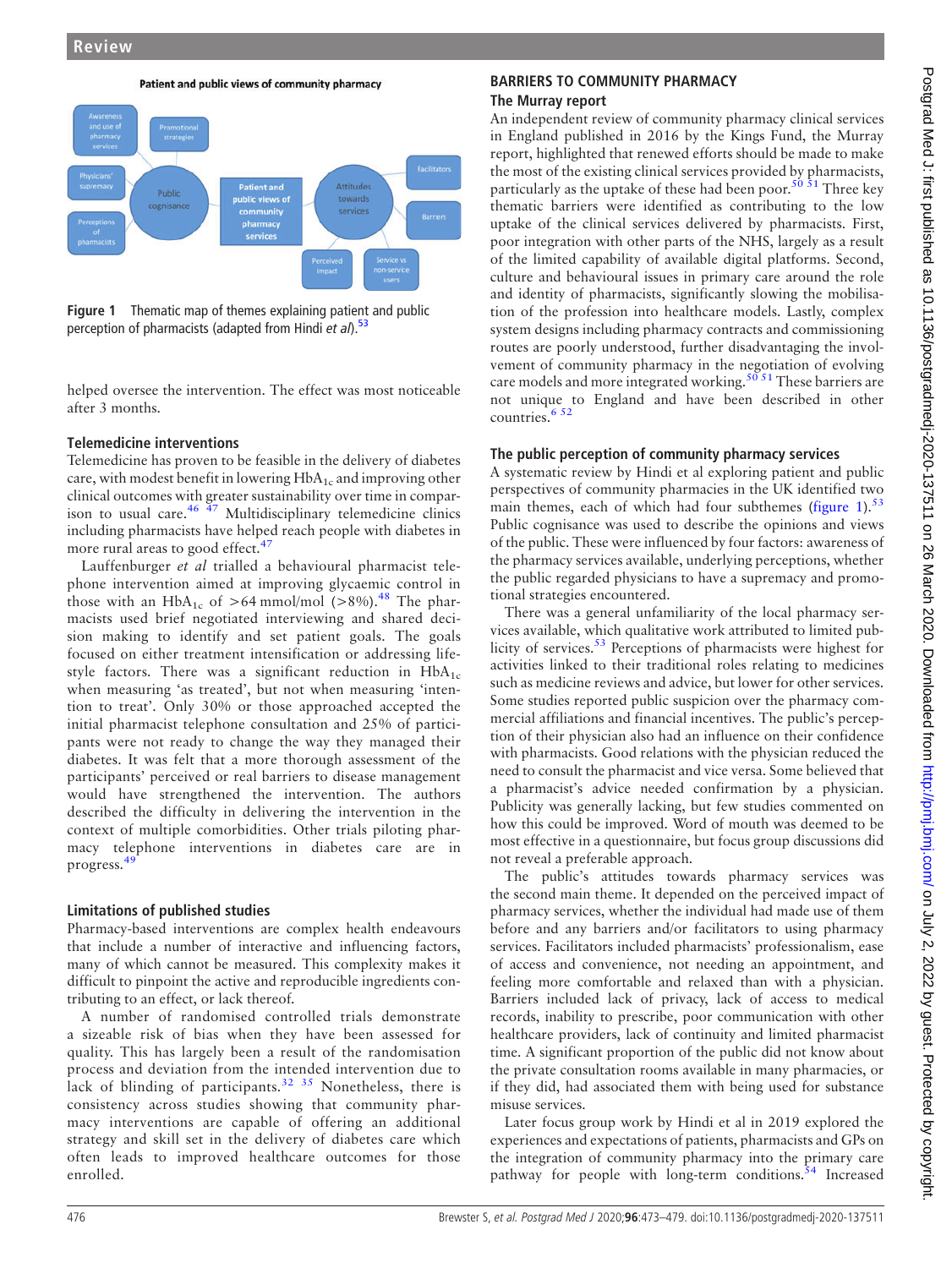Patient and public views of community pharmacy

Figure 1 Thematic map of themes explaining patient and public perception of pharmacists (adapted from Hindi *et al*).[53]

helped oversee the intervention. The effect was most noticeable after 3 months.

### Telemedicine interventions

Telemedicine has proven to be feasible in the delivery of diabetes care, with modest benefit in lowering $HbA_{1c}$ and improving other clinical outcomes with greater sustainability over time in comparison to usual care.[46 47] Multidisciplinary telemedicine clinics including pharmacists have helped reach people with diabetes in more rural areas to good effect.[47]

Lauffenburger *et al* trialled a behavioural pharmacist telephone intervention aimed at improving glycaemic control in those with an $HbA_{1c}$ of >64 mmol/mol (>8%).[48] The pharmacists used brief negotiated interviewing and shared decision making to identify and set patient goals. The goals focused on either treatment intensification or addressing lifestyle factors. There was a significant reduction in $HbA_{1c}$ when measuring 'as treated', but not when measuring 'intention to treat'. Only 30% or those approached accepted the initial pharmacist telephone consultation and 25% of participants were not ready to change the way they managed their diabetes. It was felt that a more thorough assessment of the participants' perceived or real barriers to disease management would have strengthened the intervention. The authors described the difficulty in delivering the intervention in the context of multiple comorbidities. Other trials piloting pharmacy telephone interventions in diabetes care are in progress.[49]

### Limitations of published studies

Pharmacy-based interventions are complex health endeavours that include a number of interactive and influencing factors, many of which cannot be measured. This complexity makes it difficult to pinpoint the active and reproducible ingredients contributing to an effect, or lack thereof.

A number of randomised controlled trials demonstrate a sizeable risk of bias when they have been assessed for quality. This has largely been a result of the randomisation process and deviation from the intended intervention due to lack of blinding of participants.[32 35] Nonetheless, there is consistency across studies showing that community pharmacy interventions are capable of offering an additional strategy and skill set in the delivery of diabetes care which often leads to improved healthcare outcomes for those enrolled.

## BARRIERS TO COMMUNITY PHARMACY

### The Murray report

An independent review of community pharmacy clinical services in England published in 2016 by the Kings Fund, the Murray report, highlighted that renewed efforts should be made to make the most of the existing clinical services provided by pharmacists, particularly as the uptake of these had been poor.[50 51] Three key thematic barriers were identified as contributing to the low uptake of the clinical services delivered by pharmacists. First, poor integration with other parts of the NHS, largely as a result of the limited capability of available digital platforms. Second, culture and behavioural issues in primary care around the role and identity of pharmacists, significantly slowing the mobilisation of the profession into healthcare models. Lastly, complex system designs including pharmacy contracts and commissioning routes are poorly understood, further disadvantaging the involvement of community pharmacy in the negotiation of evolving care models and more integrated working.[50 51] These barriers are not unique to England and have been described in other countries.[6 52]

### The public perception of community pharmacy services

A systematic review by Hindi et al exploring patient and public perspectives of community pharmacies in the UK identified two main themes, each of which had four subthemes (figure 1).[53] Public cognisance was used to describe the opinions and views of the public. These were influenced by four factors: awareness of the pharmacy services available, underlying perceptions, whether the public regarded physicians to have a supremacy and promotional strategies encountered.

There was a general unfamiliarity of the local pharmacy services available, which qualitative work attributed to limited publicity of services.[53] Perceptions of pharmacists were highest for activities linked to their traditional roles relating to medicines such as medicine reviews and advice, but lower for other services. Some studies reported public suspicion over the pharmacy commercial affiliations and financial incentives. The public's perception of their physician also had an influence on their confidence with pharmacists. Good relations with the physician reduced the need to consult the pharmacist and vice versa. Some believed that a pharmacist's advice needed confirmation by a physician. Publicity was generally lacking, but few studies commented on how this could be improved. Word of mouth was deemed to be most effective in a questionnaire, but focus group discussions did not reveal a preferable approach.

The public's attitudes towards pharmacy services was the second main theme. It depended on the perceived impact of pharmacy services, whether the individual had made use of them before and any barriers and/or facilitators to using pharmacy services. Facilitators included pharmacists' professionalism, ease of access and convenience, not needing an appointment, and feeling more comfortable and relaxed than with a physician. Barriers included lack of privacy, lack of access to medical records, inability to prescribe, poor communication with other healthcare providers, lack of continuity and limited pharmacist time. A significant proportion of the public did not know about the private consultation rooms available in many pharmacies, or if they did, had associated them with being used for substance misuse services.

Later focus group work by Hindi et al in 2019 explored the experiences and expectations of patients, pharmacists and GPs on the integration of community pharmacy into the primary care pathway for people with long-term conditions.[54] Increased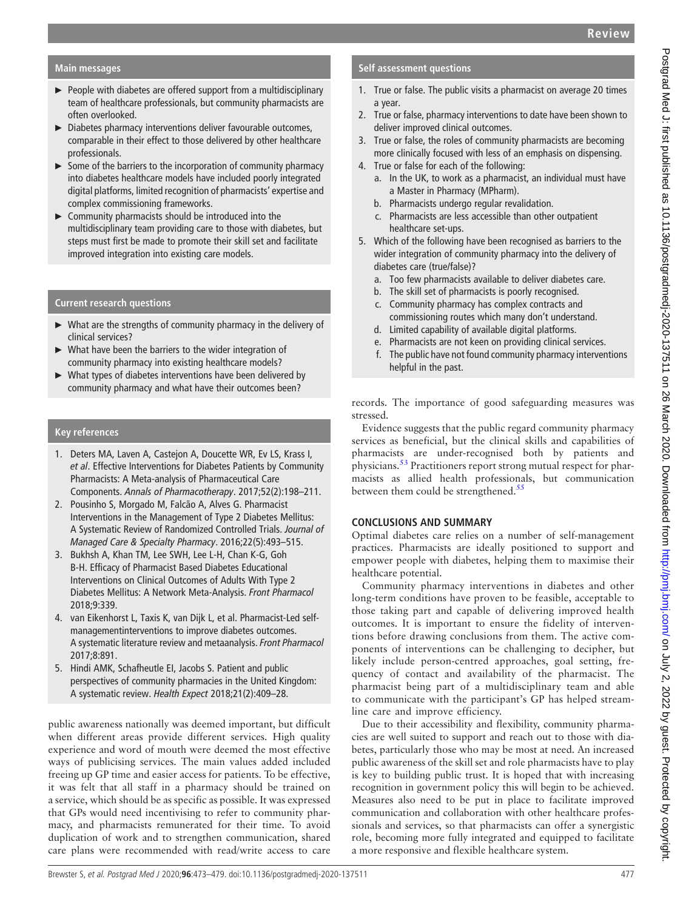### Main messages

- People with diabetes are offered support from a multidisciplinary team of healthcare professionals, but community pharmacists are often overlooked.
- Diabetes pharmacy interventions deliver favourable outcomes, comparable in their effect to those delivered by other healthcare professionals.
- Some of the barriers to the incorporation of community pharmacy into diabetes healthcare models have included poorly integrated digital platforms, limited recognition of pharmacists' expertise and complex commissioning frameworks.
- Community pharmacists should be introduced into the multidisciplinary team providing care to those with diabetes, but steps must first be made to promote their skill set and facilitate improved integration into existing care models.

### Current research questions

- What are the strengths of community pharmacy in the delivery of clinical services?
- What have been the barriers to the wider integration of community pharmacy into existing healthcare models?
- What types of diabetes interventions have been delivered by community pharmacy and what have their outcomes been?

### Key references

1. Deters MA, Laven A, Castejon A, Doucette WR, Ev LS, Krass I, *et al*. Effective Interventions for Diabetes Patients by Community Pharmacists: A Meta-analysis of Pharmaceutical Care Components. *Annals of Pharmacotherapy*. 2017;52(2):198–211.
2. Pousinho S, Morgado M, Falcão A, Alves G. Pharmacist Interventions in the Management of Type 2 Diabetes Mellitus: A Systematic Review of Randomized Controlled Trials. *Journal of Managed Care & Specialty Pharmacy*. 2016;22(5):493–515.
3. Bukhsh A, Khan TM, Lee SWH, Lee L-H, Chan K-G, Goh B-H. Efficacy of Pharmacist Based Diabetes Educational Interventions on Clinical Outcomes of Adults With Type 2 Diabetes Mellitus: A Network Meta-Analysis. *Front Pharmacol* 2018;9:339.
4. van Eikenhorst L, Taxis K, van Dijk L, et al. Pharmacist-Led self-managementinterventions to improve diabetes outcomes. A systematic literature review and metaanalysis. *Front Pharmacol* 2017;8:891.
5. Hindi AMK, Schafheutle EI, Jacobs S. Patient and public perspectives of community pharmacies in the United Kingdom: A systematic review. *Health Expect* 2018;21(2):409–28.

public awareness nationally was deemed important, but difficult when different areas provide different services. High quality experience and word of mouth were deemed the most effective ways of publicising services. The main values added included freeing up GP time and easier access for patients. To be effective, it was felt that all staff in a pharmacy should be trained on a service, which should be as specific as possible. It was expressed that GPs would need incentivising to refer to community pharmacy, and pharmacists remunerated for their time. To avoid duplication of work and to strengthen communication, shared care plans were recommended with read/write access to care records. The importance of good safeguarding measures was stressed.

Evidence suggests that the public regard community pharmacy services as beneficial, but the clinical skills and capabilities of pharmacists are under-recognised both by patients and physicians.[53] Practitioners report strong mutual respect for pharmacists as allied health professionals, but communication between them could be strengthened.[55]

## CONCLUSIONS AND SUMMARY

Optimal diabetes care relies on a number of self-management practices. Pharmacists are ideally positioned to support and empower people with diabetes, helping them to maximise their healthcare potential.

Community pharmacy interventions in diabetes and other long-term conditions have proven to be feasible, acceptable to those taking part and capable of delivering improved health outcomes. It is important to ensure the fidelity of interventions before drawing conclusions from them. The active components of interventions can be challenging to decipher, but likely include person-centred approaches, goal setting, frequency of contact and availability of the pharmacist. The pharmacist being part of a multidisciplinary team and able to communicate with the participant's GP has helped streamline care and improve efficiency.

Due to their accessibility and flexibility, community pharmacies are well suited to support and reach out to those with diabetes, particularly those who may be most at need. An increased public awareness of the skill set and role pharmacists have to play is key to building public trust. It is hoped that with increasing recognition in government policy this will begin to be achieved. Measures also need to be put in place to facilitate improved communication and collaboration with other healthcare professionals and services, so that pharmacists can offer a synergistic role, becoming more fully integrated and equipped to facilitate a more responsive and flexible healthcare system.

### Self assessment questions

1. True or false. The public visits a pharmacist on average 20 times a year.
2. True or false, pharmacy interventions to date have been shown to deliver improved clinical outcomes.
3. True or false, the roles of community pharmacists are becoming more clinically focused with less of an emphasis on dispensing.
4. True or false for each of the following:
   a. In the UK, to work as a pharmacist, an individual must have a Master in Pharmacy (MPharm).
   b. Pharmacists undergo regular revalidation.
   c. Pharmacists are less accessible than other outpatient healthcare set-ups.
5. Which of the following have been recognised as barriers to the wider integration of community pharmacy into the delivery of diabetes care (true/false)?
   a. Too few pharmacists available to deliver diabetes care.
   b. The skill set of pharmacists is poorly recognised.
   c. Community pharmacy has complex contracts and commissioning routes which many don't understand.
   d. Limited capability of available digital platforms.
   e. Pharmacists are not keen on providing clinical services.
   f. The public have not found community pharmacy interventions helpful in the past.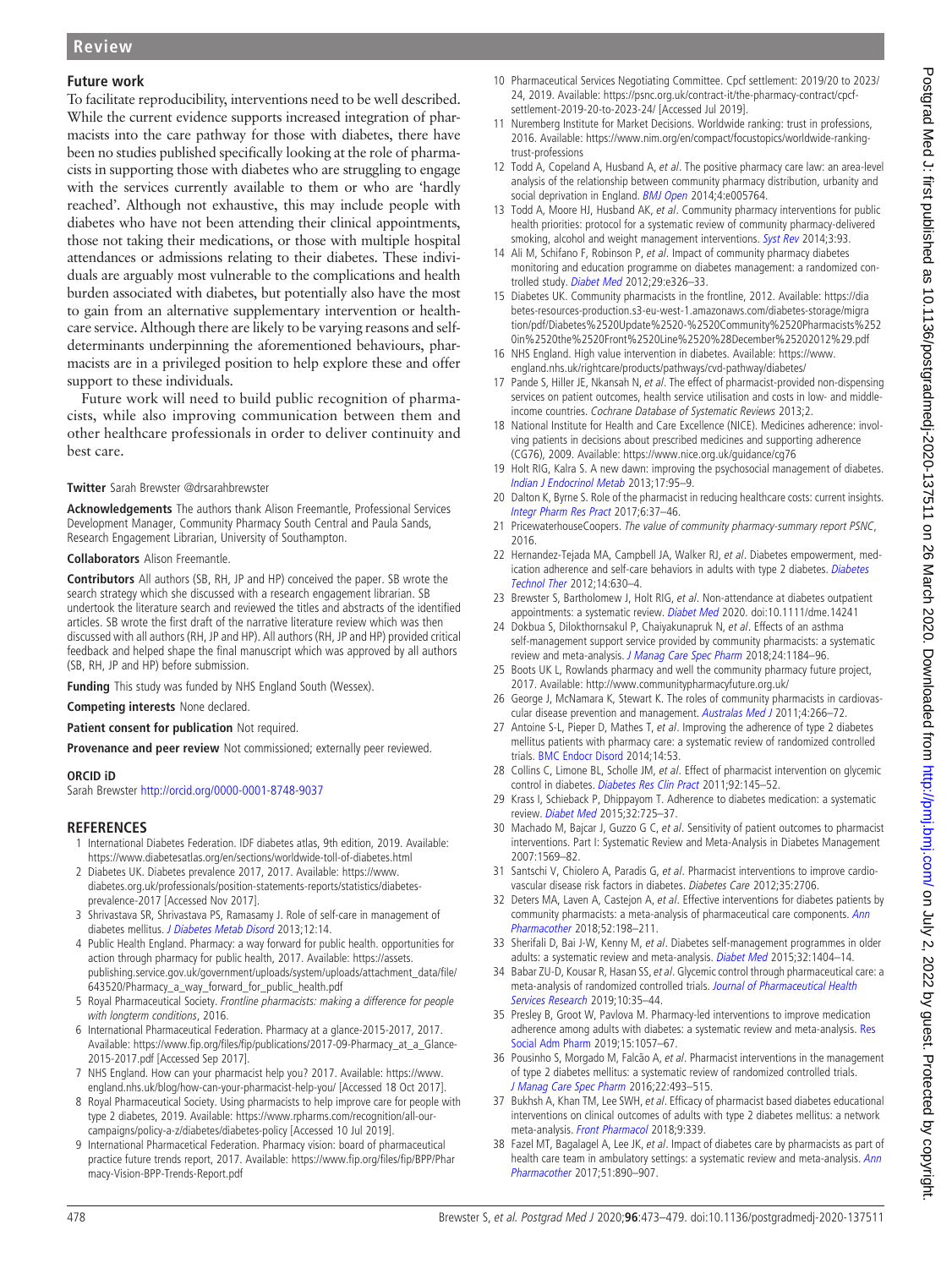## Future work

To facilitate reproducibility, interventions need to be well described. While the current evidence supports increased integration of pharmacists into the care pathway for those with diabetes, there have been no studies published specifically looking at the role of pharmacists in supporting those with diabetes who are struggling to engage with the services currently available to them or who are 'hardly reached'. Although not exhaustive, this may include people with diabetes who have not been attending their clinical appointments, those not taking their medications, or those with multiple hospital attendances or admissions relating to their diabetes. These individuals are arguably most vulnerable to the complications and health burden associated with diabetes, but potentially also have the most to gain from an alternative supplementary intervention or healthcare service. Although there are likely to be varying reasons and self-determinants underpinning the aforementioned behaviours, pharmacists are in a privileged position to help explore these and offer support to these individuals.

Future work will need to build public recognition of pharmacists, while also improving communication between them and other healthcare professionals in order to deliver continuity and best care.

**Twitter** Sarah Brewster @drsarahbrewster

**Acknowledgements** The authors thank Alison Freemantle, Professional Services Development Manager, Community Pharmacy South Central and Paula Sands, Research Engagement Librarian, University of Southampton.

**Collaborators** Alison Freemantle.

**Contributors** All authors (SB, RH, JP and HP) conceived the paper. SB wrote the search strategy which she discussed with a research engagement librarian. SB undertook the literature search and reviewed the titles and abstracts of the identified articles. SB wrote the first draft of the narrative literature review which was then discussed with all authors (RH, JP and HP). All authors (RH, JP and HP) provided critical feedback and helped shape the final manuscript which was approved by all authors (SB, RH, JP and HP) before submission.

**Funding** This study was funded by NHS England South (Wessex).

**Competing interests** None declared.

**Patient consent for publication** Not required.

**Provenance and peer review** Not commissioned; externally peer reviewed.

**ORCID iD**

Sarah Brewster http://orcid.org/0000-0001-8748-9037

## REFERENCES

1. International Diabetes Federation. IDF diabetes atlas, 9th edition, 2019. Available: https://www.diabetesatlas.org/en/sections/worldwide-toll-of-diabetes.html
2. Diabetes UK. Diabetes prevalence 2017, 2017. Available: https://www.diabetes.org.uk/professionals/position-statements-reports/statistics/diabetes-prevalence-2017 [Accessed Nov 2017].
3. Shrivastava SR, Shrivastava PS, Ramasamy J. Role of self-care in management of diabetes mellitus. *J Diabetes Metab Disord* 2013;12:14.
4. Public Health England. Pharmacy: a way forward for public health. opportunities for action through pharmacy for public health, 2017. Available: https://assets.publishing.service.gov.uk/government/uploads/system/uploads/attachment_data/file/643520/Pharmacy_a_way_forward_for_public_health.pdf
5. Royal Pharmaceutical Society. *Frontline pharmacists: making a difference for people with longterm conditions*, 2016.
6. International Pharmaceutical Federation. Pharmacy at a glance-2015-2017, 2017. Available: https://www.fip.org/files/fip/publications/2017-09-Pharmacy_at_a_Glance-2015-2017.pdf [Accessed Sep 2017].
7. NHS England. How can your pharmacist help you? 2017. Available: https://www.england.nhs.uk/blog/how-can-your-pharmacist-help-you/ [Accessed 18 Oct 2017].
8. Royal Pharmaceutical Society. Using pharmacists to help improve care for people with type 2 diabetes, 2019. Available: https://www.rpharms.com/recognition/all-our-campaigns/policy-a-z/diabetes/diabetes-policy [Accessed 10 Jul 2019].
9. International Pharmaceutical Federation. Pharmacy vision: board of pharmaceutical practice future trends report, 2017. Available: https://www.fip.org/files/fip/BPP/Pharmacy-Vision-BPP-Trends-Report.pdf
10. Pharmaceutical Services Negotiating Committee. Cpcf settlement: 2019/20 to 2023/24, 2019. Available: https://psnc.org.uk/contract-it/the-pharmacy-contract/cpcf-settlement-2019-20-to-2023-24/ [Accessed Jul 2019].
11. Nuremberg Institute for Market Decisions. Worldwide ranking: trust in professions, 2016. Available: https://www.nim.org/en/compact/focustopics/worldwide-ranking-trust-professions
12. Todd A, Copeland A, Husband A, *et al*. The positive pharmacy care law: an area-level analysis of the relationship between community pharmacy distribution, urbanity and social deprivation in England. *BMJ Open* 2014;4:e005764.
13. Todd A, Moore HJ, Husband AK, *et al*. Community pharmacy interventions for public health priorities: protocol for a systematic review of community pharmacy-delivered smoking, alcohol and weight management interventions. *Syst Rev* 2014;3:93.
14. Ali M, Schifano F, Robinson P, *et al*. Impact of community pharmacy diabetes monitoring and education programme on diabetes management: a randomized controlled study. *Diabet Med* 2012;29:e326–33.
15. Diabetes UK. Community pharmacists in the frontline, 2012. Available: https://diabetes-resources-production.s3-eu-west-1.amazonaws.com/diabetes-storage/migration/pdf/Diabetes%2520Update%2520-%2520Community%2520Pharmacists%2520in%2520the%2520Front%2520Line%2520%28December%25202012%29.pdf
16. NHS England. High value intervention in diabetes. Available: https://www.england.nhs.uk/rightcare/products/pathways/cvd-pathway/diabetes/
17. Pande S, Hiller JE, Nkansah N, *et al*. The effect of pharmacist-provided non-dispensing services on patient outcomes, health service utilisation and costs in low- and middle-income countries. *Cochrane Database of Systematic Reviews* 2013;2.
18. National Institute for Health and Care Excellence (NICE). Medicines adherence: involving patients in decisions about prescribed medicines and supporting adherence (CG76), 2009. Available: https://www.nice.org.uk/guidance/cg76
19. Holt RIG, Kalra S. A new dawn: improving the psychosocial management of diabetes. *Indian J Endocrinol Metab* 2013;17:95–9.
20. Dalton K, Byrne S. Role of the pharmacist in reducing healthcare costs: current insights. *Integr Pharm Res Pract* 2017;6:37–46.
21. PricewaterhouseCoopers. *The value of community pharmacy-summary report PSNC*, 2016.
22. Hernandez-Tejada MA, Campbell JA, Walker RJ, *et al*. Diabetes empowerment, medication adherence and self-care behaviors in adults with type 2 diabetes. *Diabetes Technol Ther* 2012;14:630–4.
23. Brewster S, Bartholomew J, Holt RIG, *et al*. Non-attendance at diabetes outpatient appointments: a systematic review. *Diabet Med* 2020. doi:10.1111/dme.14241
24. Dokbua S, Dilokthornsakul P, Chaiyakunapruk N, *et al*. Effects of an asthma self-management support service provided by community pharmacists: a systematic review and meta-analysis. *J Manag Care Spec Pharm* 2018;24:1184–96.
25. Boots UK L, Rowlands pharmacy and well the community pharmacy future project, 2017. Available: http://www.communitypharmacyfuture.org.uk/
26. George J, McNamara K, Stewart K. The roles of community pharmacists in cardiovascular disease prevention and management. *Australas Med J* 2011;4:266–72.
27. Antoine S-L, Pieper D, Mathes T, *et al*. Improving the adherence of type 2 diabetes mellitus patients with pharmacy care: a systematic review of randomized controlled trials. *BMC Endocr Disord* 2014;14:53.
28. Collins C, Limone BL, Scholle JM, *et al*. Effect of pharmacist intervention on glycemic control in diabetes. *Diabetes Res Clin Pract* 2011;92:145–52.
29. Krass I, Schieback P, Dhippayom T. Adherence to diabetes medication: a systematic review. *Diabet Med* 2015;32:725–37.
30. Machado M, Bajcar J, Guzzo G C, *et al*. Sensitivity of patient outcomes to pharmacist interventions. Part I: Systematic Review and Meta-Analysis in Diabetes Management 2007:1569–82.
31. Santschi V, Chiolero A, Paradis G, *et al*. Pharmacist interventions to improve cardiovascular disease risk factors in diabetes. *Diabetes Care* 2012;35:2706.
32. Deters MA, Laven A, Castejon A, *et al*. Effective interventions for diabetes patients by community pharmacists: a meta-analysis of pharmaceutical care components. *Ann Pharmacother* 2018;52:198–211.
33. Sherifali D, Bai J-W, Kenny M, *et al*. Diabetes self-management programmes in older adults: a systematic review and meta-analysis. *Diabet Med* 2015;32:1404–14.
34. Babar ZU-D, Kousar R, Hasan SS, *et al*. Glycemic control through pharmaceutical care: a meta-analysis of randomized controlled trials. *Journal of Pharmaceutical Health Services Research* 2019;10:35–44.
35. Presley B, Groot W, Pavlova M. Pharmacy-led interventions to improve medication adherence among adults with diabetes: a systematic review and meta-analysis. *Res Social Adm Pharm* 2019;15:1057–67.
36. Pousinho S, Morgado M, Falcão A, *et al*. Pharmacist interventions in the management of type 2 diabetes mellitus: a systematic review of randomized controlled trials. *J Manag Care Spec Pharm* 2016;22:493–515.
37. Bukhsh A, Khan TM, Lee SWH, *et al*. Efficacy of pharmacist based diabetes educational interventions on clinical outcomes of adults with type 2 diabetes mellitus: a network meta-analysis. *Front Pharmacol* 2018;9:339.
38. Fazel MT, Bagalagel A, Lee JK, *et al*. Impact of diabetes care by pharmacists as part of health care team in ambulatory settings: a systematic review and meta-analysis. *Ann Pharmacother* 2017;51:890–907.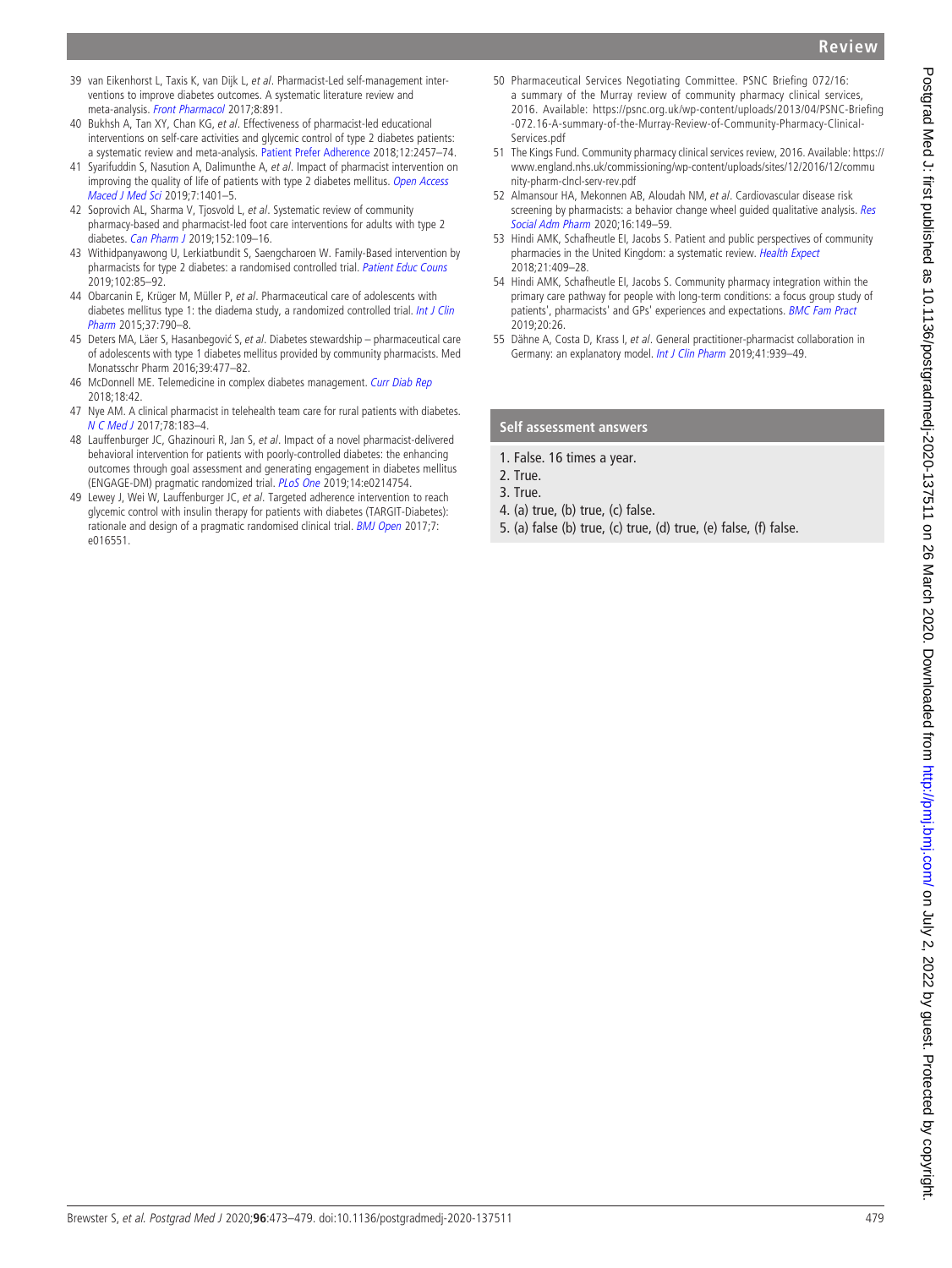39 van Eikenhorst L, Taxis K, van Dijk L, *et al*. Pharmacist-Led self-management interventions to improve diabetes outcomes. A systematic literature review and meta-analysis. *Front Pharmacol* 2017;8:891.

40 Bukhsh A, Tan XY, Chan KG, *et al*. Effectiveness of pharmacist-led educational interventions on self-care activities and glycemic control of type 2 diabetes patients: a systematic review and meta-analysis. Patient Prefer Adherence 2018;12:2457–74.

41 Syarifuddin S, Nasution A, Dalimunthe A, *et al*. Impact of pharmacist intervention on improving the quality of life of patients with type 2 diabetes mellitus. *Open Access Maced J Med Sci* 2019;7:1401–5.

42 Soprovich AL, Sharma V, Tjosvold L, *et al*. Systematic review of community pharmacy-based and pharmacist-led foot care interventions for adults with type 2 diabetes. *Can Pharm J* 2019;152:109–16.

43 Withidpanyawong U, Lerkiatbundit S, Saengcharoen W. Family-Based intervention by pharmacists for type 2 diabetes: a randomised controlled trial. *Patient Educ Couns* 2019;102:85–92.

44 Obarcanin E, Krüger M, Müller P, *et al*. Pharmaceutical care of adolescents with diabetes mellitus type 1: the diadema study, a randomized controlled trial. *Int J Clin Pharm* 2015;37:790–8.

45 Deters MA, Läer S, Hasanbegović S, *et al*. Diabetes stewardship – pharmaceutical care of adolescents with type 1 diabetes mellitus provided by community pharmacists. Med Monatsschr Pharm 2016;39:477–82.

46 McDonnell ME. Telemedicine in complex diabetes management. *Curr Diab Rep* 2018;18:42.

47 Nye AM. A clinical pharmacist in telehealth team care for rural patients with diabetes. *N C Med J* 2017;78:183–4.

48 Lauffenburger JC, Ghazinouri R, Jan S, *et al*. Impact of a novel pharmacist-delivered behavioral intervention for patients with poorly-controlled diabetes: the enhancing outcomes through goal assessment and generating engagement in diabetes mellitus (ENGAGE-DM) pragmatic randomized trial. *PLoS One* 2019;14:e0214754.

49 Lewey J, Wei W, Lauffenburger JC, *et al*. Targeted adherence intervention to reach glycemic control with insulin therapy for patients with diabetes (TARGIT-Diabetes): rationale and design of a pragmatic randomised clinical trial. *BMJ Open* 2017;7: e016551.

50 Pharmaceutical Services Negotiating Committee. PSNC Briefing 072/16: a summary of the Murray review of community pharmacy clinical services, 2016. Available: https://psnc.org.uk/wp-content/uploads/2013/04/PSNC-Briefing-072.16-A-summary-of-the-Murray-Review-of-Community-Pharmacy-Clinical-Services.pdf

51 The Kings Fund. Community pharmacy clinical services review, 2016. Available: https://www.england.nhs.uk/commissioning/wp-content/uploads/sites/12/2016/12/community-pharm-clncl-serv-rev.pdf

52 Almansour HA, Mekonnen AB, Aloudah NM, *et al*. Cardiovascular disease risk screening by pharmacists: a behavior change wheel guided qualitative analysis. *Res Social Adm Pharm* 2020;16:149–59.

53 Hindi AMK, Schafheutle EI, Jacobs S. Patient and public perspectives of community pharmacies in the United Kingdom: a systematic review. *Health Expect* 2018;21:409–28.

54 Hindi AMK, Schafheutle EI, Jacobs S. Community pharmacy integration within the primary care pathway for people with long-term conditions: a focus group study of patients', pharmacists' and GPs' experiences and expectations. *BMC Fam Pract* 2019;20:26.

55 Dähne A, Costa D, Krass I, *et al*. General practitioner-pharmacist collaboration in Germany: an explanatory model. *Int J Clin Pharm* 2019;41:939–49.

## Self assessment answers

1. False. 16 times a year.
2. True.
3. True.
4. (a) true, (b) true, (c) false.
5. (a) false (b) true, (c) true, (d) true, (e) false, (f) false.